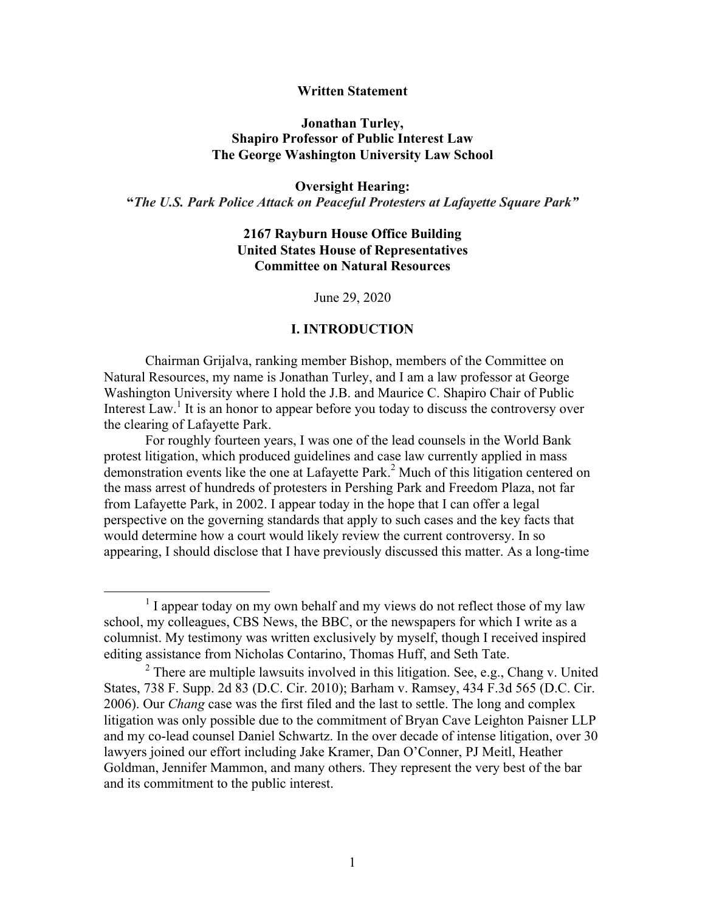**Written Statement**

**Jonathan Turley,**
**Shapiro Professor of Public Interest Law**
**The George Washington University Law School**

**Oversight Hearing:**
**"*The U.S. Park Police Attack on Peaceful Protesters at Lafayette Square Park*"**

**2167 Rayburn House Office Building**
**United States House of Representatives**
**Committee on Natural Resources**

June 29, 2020

## I. INTRODUCTION

Chairman Grijalva, ranking member Bishop, members of the Committee on Natural Resources, my name is Jonathan Turley, and I am a law professor at George Washington University where I hold the J.B. and Maurice C. Shapiro Chair of Public Interest Law.[1] It is an honor to appear before you today to discuss the controversy over the clearing of Lafayette Park.

For roughly fourteen years, I was one of the lead counsels in the World Bank protest litigation, which produced guidelines and case law currently applied in mass demonstration events like the one at Lafayette Park.[2] Much of this litigation centered on the mass arrest of hundreds of protesters in Pershing Park and Freedom Plaza, not far from Lafayette Park, in 2002. I appear today in the hope that I can offer a legal perspective on the governing standards that apply to such cases and the key facts that would determine how a court would likely review the current controversy. In so appearing, I should disclose that I have previously discussed this matter. As a long-time

[1] I appear today on my own behalf and my views do not reflect those of my law school, my colleagues, CBS News, the BBC, or the newspapers for which I write as a columnist. My testimony was written exclusively by myself, though I received inspired editing assistance from Nicholas Contarino, Thomas Huff, and Seth Tate.

[2] There are multiple lawsuits involved in this litigation. See, e.g., Chang v. United States, 738 F. Supp. 2d 83 (D.C. Cir. 2010); Barham v. Ramsey, 434 F.3d 565 (D.C. Cir. 2006). Our *Chang* case was the first filed and the last to settle. The long and complex litigation was only possible due to the commitment of Bryan Cave Leighton Paisner LLP and my co-lead counsel Daniel Schwartz. In the over decade of intense litigation, over 30 lawyers joined our effort including Jake Kramer, Dan O'Conner, PJ Meitl, Heather Goldman, Jennifer Mammon, and many others. They represent the very best of the bar and its commitment to the public interest.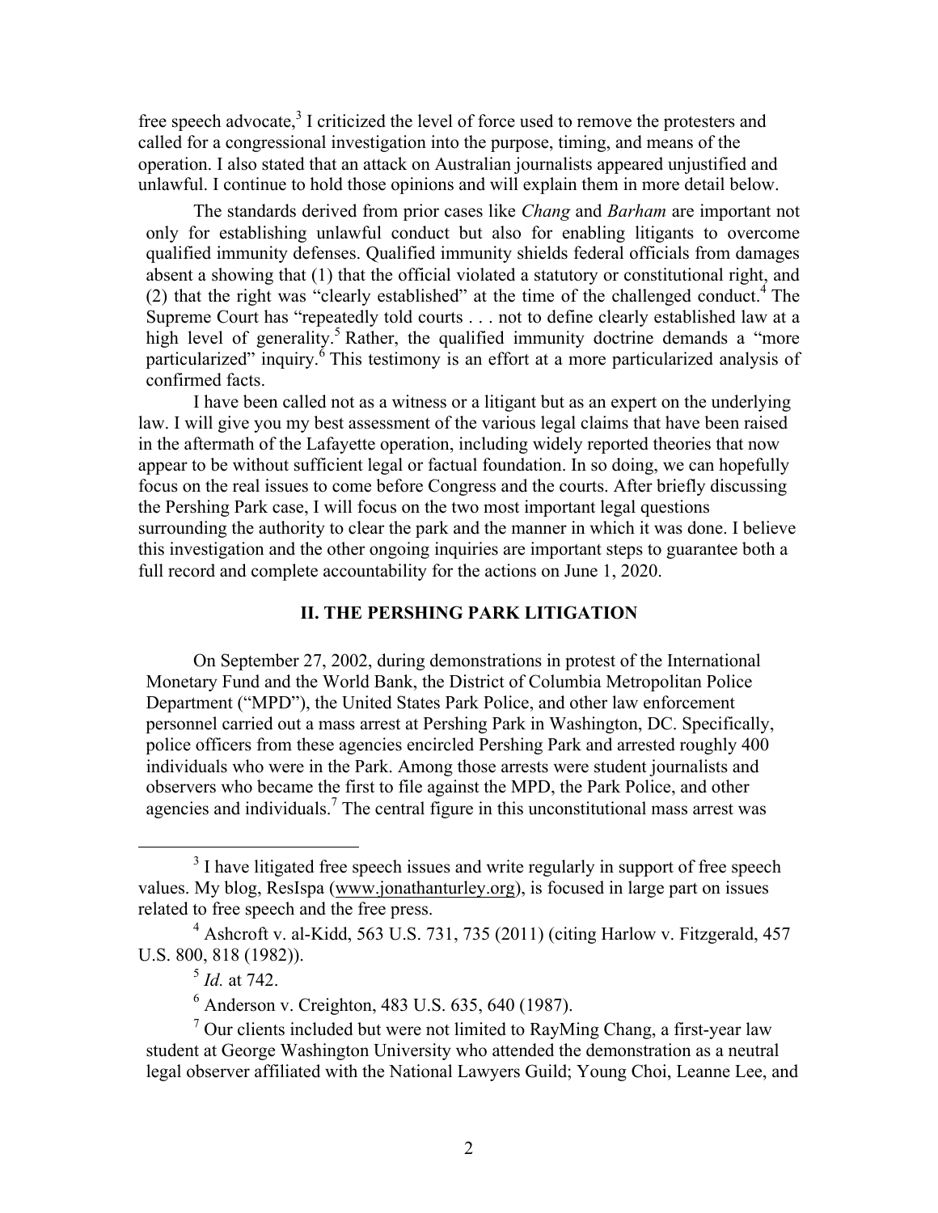free speech advocate,[3] I criticized the level of force used to remove the protesters and called for a congressional investigation into the purpose, timing, and means of the operation. I also stated that an attack on Australian journalists appeared unjustified and unlawful. I continue to hold those opinions and will explain them in more detail below.

The standards derived from prior cases like *Chang* and *Barham* are important not only for establishing unlawful conduct but also for enabling litigants to overcome qualified immunity defenses. Qualified immunity shields federal officials from damages absent a showing that (1) that the official violated a statutory or constitutional right, and (2) that the right was "clearly established" at the time of the challenged conduct.[4] The Supreme Court has "repeatedly told courts . . . not to define clearly established law at a high level of generality.[5] Rather, the qualified immunity doctrine demands a "more particularized" inquiry.[6] This testimony is an effort at a more particularized analysis of confirmed facts.

I have been called not as a witness or a litigant but as an expert on the underlying law. I will give you my best assessment of the various legal claims that have been raised in the aftermath of the Lafayette operation, including widely reported theories that now appear to be without sufficient legal or factual foundation. In so doing, we can hopefully focus on the real issues to come before Congress and the courts. After briefly discussing the Pershing Park case, I will focus on the two most important legal questions surrounding the authority to clear the park and the manner in which it was done. I believe this investigation and the other ongoing inquiries are important steps to guarantee both a full record and complete accountability for the actions on June 1, 2020.

## II. THE PERSHING PARK LITIGATION

On September 27, 2002, during demonstrations in protest of the International Monetary Fund and the World Bank, the District of Columbia Metropolitan Police Department ("MPD"), the United States Park Police, and other law enforcement personnel carried out a mass arrest at Pershing Park in Washington, DC. Specifically, police officers from these agencies encircled Pershing Park and arrested roughly 400 individuals who were in the Park. Among those arrests were student journalists and observers who became the first to file against the MPD, the Park Police, and other agencies and individuals.[7] The central figure in this unconstitutional mass arrest was

---

[3] I have litigated free speech issues and write regularly in support of free speech values. My blog, ResIspa (www.jonathanturley.org), is focused in large part on issues related to free speech and the free press.

[4] Ashcroft v. al-Kidd, 563 U.S. 731, 735 (2011) (citing Harlow v. Fitzgerald, 457 U.S. 800, 818 (1982)).

[5] *Id.* at 742.

[6] Anderson v. Creighton, 483 U.S. 635, 640 (1987).

[7] Our clients included but were not limited to RayMing Chang, a first-year law student at George Washington University who attended the demonstration as a neutral legal observer affiliated with the National Lawyers Guild; Young Choi, Leanne Lee, and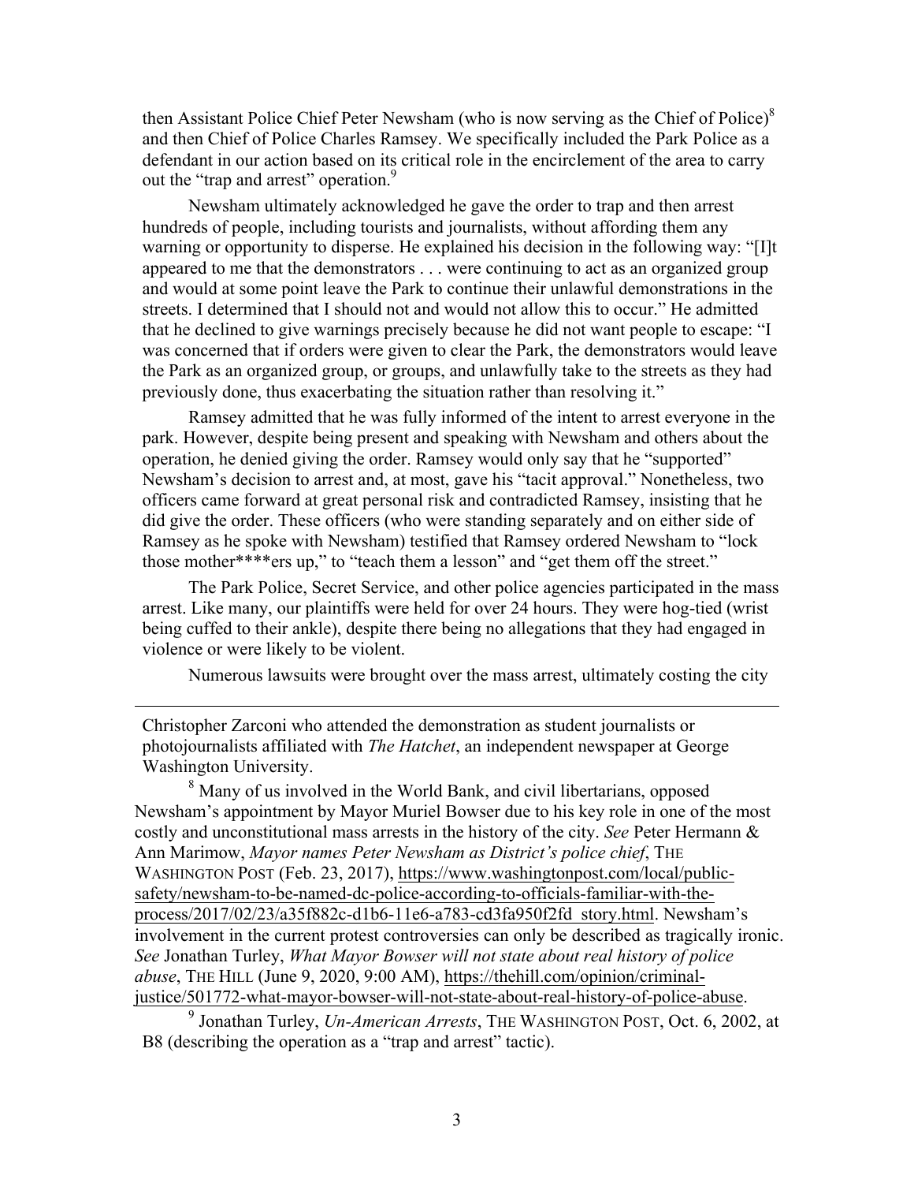then Assistant Police Chief Peter Newsham (who is now serving as the Chief of Police)[8] and then Chief of Police Charles Ramsey. We specifically included the Park Police as a defendant in our action based on its critical role in the encirclement of the area to carry out the "trap and arrest" operation.[9]

Newsham ultimately acknowledged he gave the order to trap and then arrest hundreds of people, including tourists and journalists, without affording them any warning or opportunity to disperse. He explained his decision in the following way: "[I]t appeared to me that the demonstrators . . . were continuing to act as an organized group and would at some point leave the Park to continue their unlawful demonstrations in the streets. I determined that I should not and would not allow this to occur." He admitted that he declined to give warnings precisely because he did not want people to escape: "I was concerned that if orders were given to clear the Park, the demonstrators would leave the Park as an organized group, or groups, and unlawfully take to the streets as they had previously done, thus exacerbating the situation rather than resolving it."

Ramsey admitted that he was fully informed of the intent to arrest everyone in the park. However, despite being present and speaking with Newsham and others about the operation, he denied giving the order. Ramsey would only say that he "supported" Newsham's decision to arrest and, at most, gave his "tacit approval." Nonetheless, two officers came forward at great personal risk and contradicted Ramsey, insisting that he did give the order. These officers (who were standing separately and on either side of Ramsey as he spoke with Newsham) testified that Ramsey ordered Newsham to "lock those mother****ers up," to "teach them a lesson" and "get them off the street."

The Park Police, Secret Service, and other police agencies participated in the mass arrest. Like many, our plaintiffs were held for over 24 hours. They were hog-tied (wrist being cuffed to their ankle), despite there being no allegations that they had engaged in violence or were likely to be violent.

Numerous lawsuits were brought over the mass arrest, ultimately costing the city

---

Christopher Zarconi who attended the demonstration as student journalists or photojournalists affiliated with *The Hatchet*, an independent newspaper at George Washington University.

[8] Many of us involved in the World Bank, and civil libertarians, opposed Newsham's appointment by Mayor Muriel Bowser due to his key role in one of the most costly and unconstitutional mass arrests in the history of the city. *See* Peter Hermann & Ann Marimow, *Mayor names Peter Newsham as District's police chief*, THE WASHINGTON POST (Feb. 23, 2017), https://www.washingtonpost.com/local/public-safety/newsham-to-be-named-dc-police-according-to-officials-familiar-with-the-process/2017/02/23/a35f882c-d1b6-11e6-a783-cd3fa950f2fd_story.html. Newsham's involvement in the current protest controversies can only be described as tragically ironic. *See* Jonathan Turley, *What Mayor Bowser will not state about real history of police abuse*, THE HILL (June 9, 2020, 9:00 AM), https://thehill.com/opinion/criminal-justice/501772-what-mayor-bowser-will-not-state-about-real-history-of-police-abuse.

[9] Jonathan Turley, *Un-American Arrests*, THE WASHINGTON POST, Oct. 6, 2002, at B8 (describing the operation as a "trap and arrest" tactic).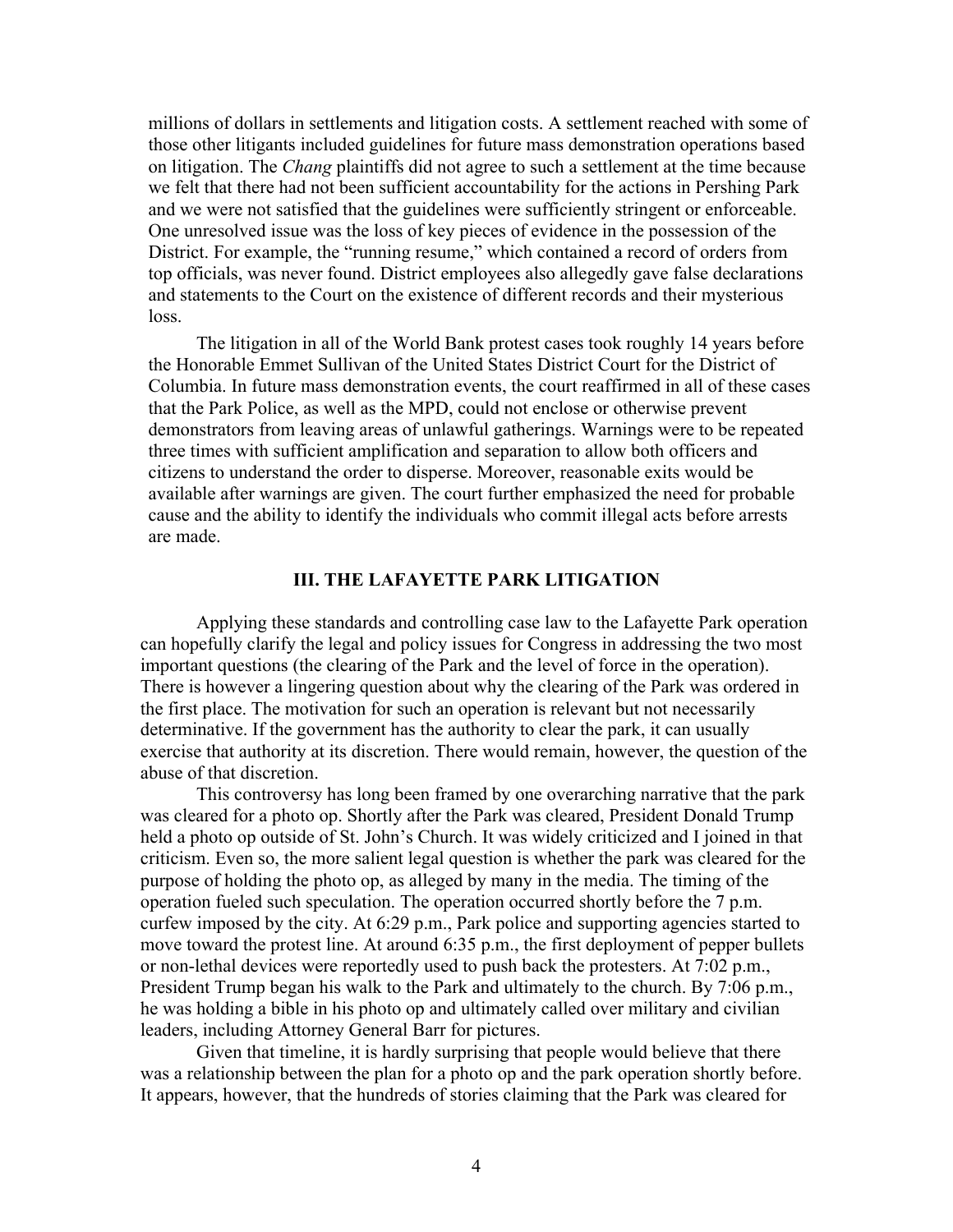millions of dollars in settlements and litigation costs. A settlement reached with some of those other litigants included guidelines for future mass demonstration operations based on litigation. The *Chang* plaintiffs did not agree to such a settlement at the time because we felt that there had not been sufficient accountability for the actions in Pershing Park and we were not satisfied that the guidelines were sufficiently stringent or enforceable. One unresolved issue was the loss of key pieces of evidence in the possession of the District. For example, the "running resume," which contained a record of orders from top officials, was never found. District employees also allegedly gave false declarations and statements to the Court on the existence of different records and their mysterious loss.

The litigation in all of the World Bank protest cases took roughly 14 years before the Honorable Emmet Sullivan of the United States District Court for the District of Columbia. In future mass demonstration events, the court reaffirmed in all of these cases that the Park Police, as well as the MPD, could not enclose or otherwise prevent demonstrators from leaving areas of unlawful gatherings. Warnings were to be repeated three times with sufficient amplification and separation to allow both officers and citizens to understand the order to disperse. Moreover, reasonable exits would be available after warnings are given. The court further emphasized the need for probable cause and the ability to identify the individuals who commit illegal acts before arrests are made.

## III. THE LAFAYETTE PARK LITIGATION

Applying these standards and controlling case law to the Lafayette Park operation can hopefully clarify the legal and policy issues for Congress in addressing the two most important questions (the clearing of the Park and the level of force in the operation). There is however a lingering question about why the clearing of the Park was ordered in the first place. The motivation for such an operation is relevant but not necessarily determinative. If the government has the authority to clear the park, it can usually exercise that authority at its discretion. There would remain, however, the question of the abuse of that discretion.

This controversy has long been framed by one overarching narrative that the park was cleared for a photo op. Shortly after the Park was cleared, President Donald Trump held a photo op outside of St. John's Church. It was widely criticized and I joined in that criticism. Even so, the more salient legal question is whether the park was cleared for the purpose of holding the photo op, as alleged by many in the media. The timing of the operation fueled such speculation. The operation occurred shortly before the 7 p.m. curfew imposed by the city. At 6:29 p.m., Park police and supporting agencies started to move toward the protest line. At around 6:35 p.m., the first deployment of pepper bullets or non-lethal devices were reportedly used to push back the protesters. At 7:02 p.m., President Trump began his walk to the Park and ultimately to the church. By 7:06 p.m., he was holding a bible in his photo op and ultimately called over military and civilian leaders, including Attorney General Barr for pictures.

Given that timeline, it is hardly surprising that people would believe that there was a relationship between the plan for a photo op and the park operation shortly before. It appears, however, that the hundreds of stories claiming that the Park was cleared for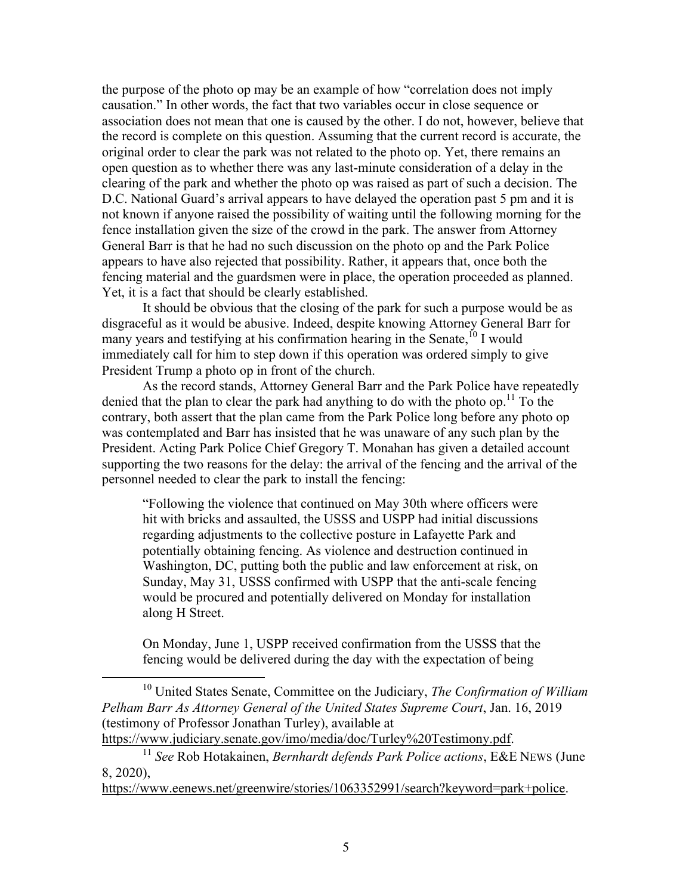the purpose of the photo op may be an example of how "correlation does not imply causation." In other words, the fact that two variables occur in close sequence or association does not mean that one is caused by the other. I do not, however, believe that the record is complete on this question. Assuming that the current record is accurate, the original order to clear the park was not related to the photo op. Yet, there remains an open question as to whether there was any last-minute consideration of a delay in the clearing of the park and whether the photo op was raised as part of such a decision. The D.C. National Guard's arrival appears to have delayed the operation past 5 pm and it is not known if anyone raised the possibility of waiting until the following morning for the fence installation given the size of the crowd in the park. The answer from Attorney General Barr is that he had no such discussion on the photo op and the Park Police appears to have also rejected that possibility. Rather, it appears that, once both the fencing material and the guardsmen were in place, the operation proceeded as planned. Yet, it is a fact that should be clearly established.

It should be obvious that the closing of the park for such a purpose would be as disgraceful as it would be abusive. Indeed, despite knowing Attorney General Barr for many years and testifying at his confirmation hearing in the Senate,[10] I would immediately call for him to step down if this operation was ordered simply to give President Trump a photo op in front of the church.

As the record stands, Attorney General Barr and the Park Police have repeatedly denied that the plan to clear the park had anything to do with the photo op.[11] To the contrary, both assert that the plan came from the Park Police long before any photo op was contemplated and Barr has insisted that he was unaware of any such plan by the President. Acting Park Police Chief Gregory T. Monahan has given a detailed account supporting the two reasons for the delay: the arrival of the fencing and the arrival of the personnel needed to clear the park to install the fencing:

> "Following the violence that continued on May 30th where officers were hit with bricks and assaulted, the USSS and USPP had initial discussions regarding adjustments to the collective posture in Lafayette Park and potentially obtaining fencing. As violence and destruction continued in Washington, DC, putting both the public and law enforcement at risk, on Sunday, May 31, USSS confirmed with USPP that the anti-scale fencing would be procured and potentially delivered on Monday for installation along H Street.
>
> On Monday, June 1, USPP received confirmation from the USSS that the fencing would be delivered during the day with the expectation of being

---

[10] United States Senate, Committee on the Judiciary, *The Confirmation of William Pelham Barr As Attorney General of the United States Supreme Court*, Jan. 16, 2019 (testimony of Professor Jonathan Turley), available at https://www.judiciary.senate.gov/imo/media/doc/Turley%20Testimony.pdf.

[11] *See* Rob Hotakainen, *Bernhardt defends Park Police actions*, E&E NEWS (June 8, 2020), https://www.eenews.net/greenwire/stories/1063352991/search?keyword=park+police.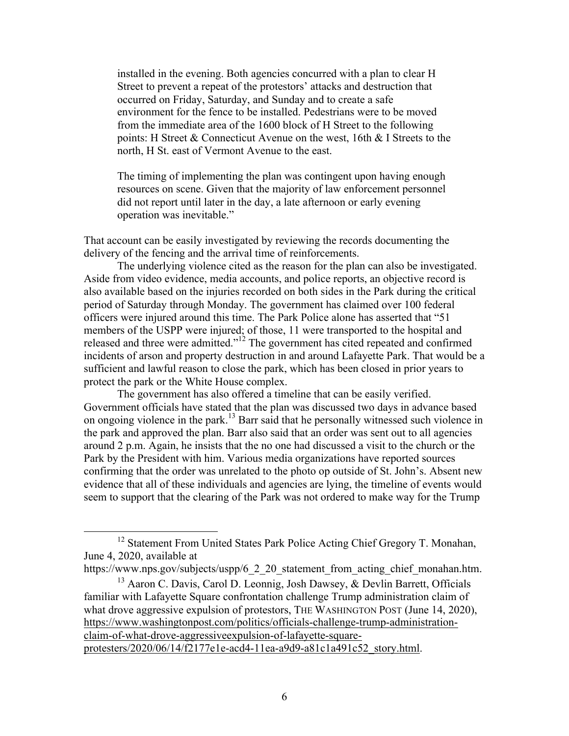> installed in the evening. Both agencies concurred with a plan to clear H Street to prevent a repeat of the protestors' attacks and destruction that occurred on Friday, Saturday, and Sunday and to create a safe environment for the fence to be installed. Pedestrians were to be moved from the immediate area of the 1600 block of H Street to the following points: H Street & Connecticut Avenue on the west, 16th & I Streets to the north, H St. east of Vermont Avenue to the east.
>
> The timing of implementing the plan was contingent upon having enough resources on scene. Given that the majority of law enforcement personnel did not report until later in the day, a late afternoon or early evening operation was inevitable."

That account can be easily investigated by reviewing the records documenting the delivery of the fencing and the arrival time of reinforcements.

The underlying violence cited as the reason for the plan can also be investigated. Aside from video evidence, media accounts, and police reports, an objective record is also available based on the injuries recorded on both sides in the Park during the critical period of Saturday through Monday. The government has claimed over 100 federal officers were injured around this time. The Park Police alone has asserted that "51 members of the USPP were injured; of those, 11 were transported to the hospital and released and three were admitted."[12] The government has cited repeated and confirmed incidents of arson and property destruction in and around Lafayette Park. That would be a sufficient and lawful reason to close the park, which has been closed in prior years to protect the park or the White House complex.

The government has also offered a timeline that can be easily verified. Government officials have stated that the plan was discussed two days in advance based on ongoing violence in the park.[13] Barr said that he personally witnessed such violence in the park and approved the plan. Barr also said that an order was sent out to all agencies around 2 p.m. Again, he insists that the no one had discussed a visit to the church or the Park by the President with him. Various media organizations have reported sources confirming that the order was unrelated to the photo op outside of St. John's. Absent new evidence that all of these individuals and agencies are lying, the timeline of events would seem to support that the clearing of the Park was not ordered to make way for the Trump

---

[12] Statement From United States Park Police Acting Chief Gregory T. Monahan, June 4, 2020, available at https://www.nps.gov/subjects/uspp/6_2_20_statement_from_acting_chief_monahan.htm.

[13] Aaron C. Davis, Carol D. Leonnig, Josh Dawsey, & Devlin Barrett, Officials familiar with Lafayette Square confrontation challenge Trump administration claim of what drove aggressive expulsion of protestors, THE WASHINGTON POST (June 14, 2020), https://www.washingtonpost.com/politics/officials-challenge-trump-administration-claim-of-what-drove-aggressiveexpulsion-of-lafayette-square-protesters/2020/06/14/f2177e1e-acd4-11ea-a9d9-a81c1a491c52_story.html.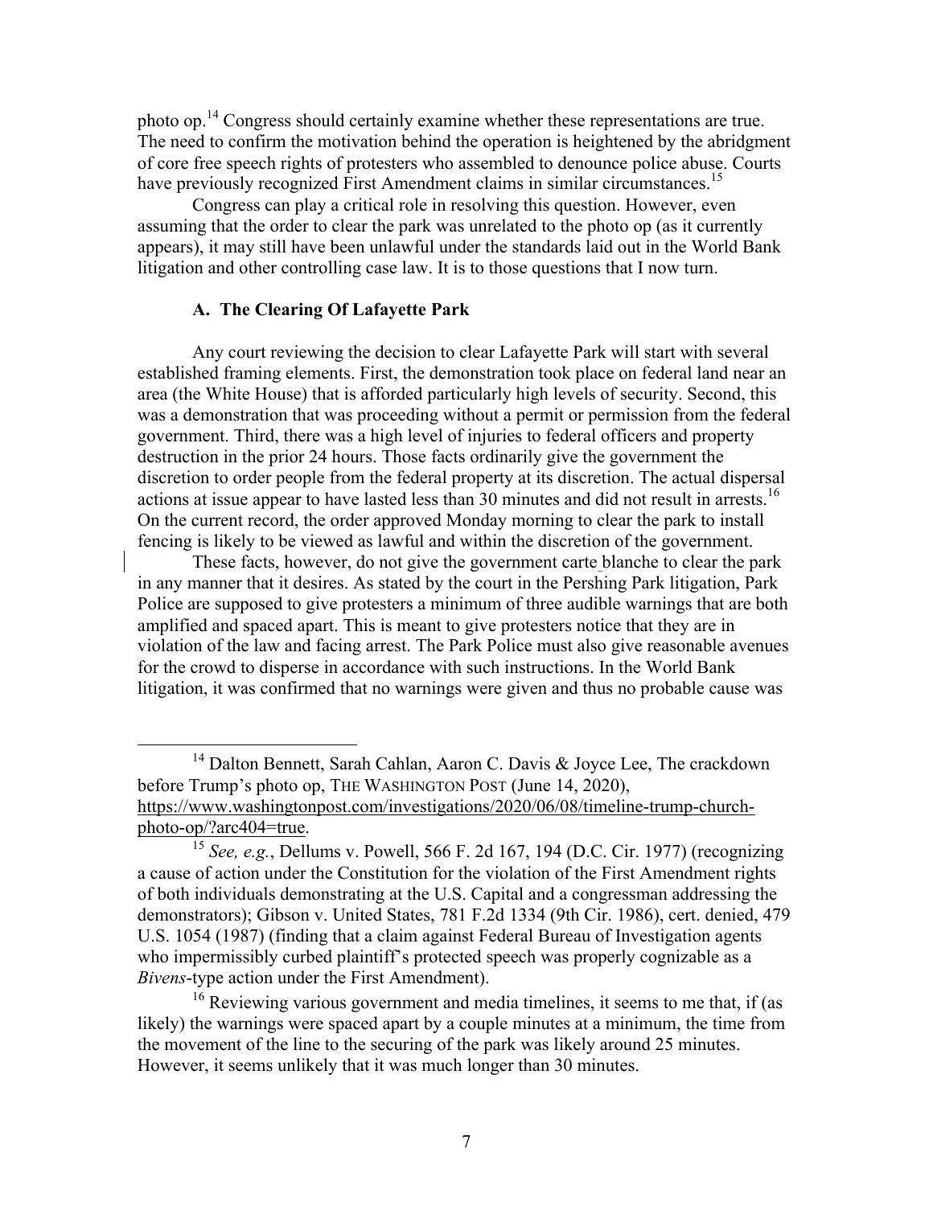photo op.[14] Congress should certainly examine whether these representations are true. The need to confirm the motivation behind the operation is heightened by the abridgment of core free speech rights of protesters who assembled to denounce police abuse. Courts have previously recognized First Amendment claims in similar circumstances.[15]

Congress can play a critical role in resolving this question. However, even assuming that the order to clear the park was unrelated to the photo op (as it currently appears), it may still have been unlawful under the standards laid out in the World Bank litigation and other controlling case law. It is to those questions that I now turn.

### A. The Clearing Of Lafayette Park

Any court reviewing the decision to clear Lafayette Park will start with several established framing elements. First, the demonstration took place on federal land near an area (the White House) that is afforded particularly high levels of security. Second, this was a demonstration that was proceeding without a permit or permission from the federal government. Third, there was a high level of injuries to federal officers and property destruction in the prior 24 hours. Those facts ordinarily give the government the discretion to order people from the federal property at its discretion. The actual dispersal actions at issue appear to have lasted less than 30 minutes and did not result in arrests.[16] On the current record, the order approved Monday morning to clear the park to install fencing is likely to be viewed as lawful and within the discretion of the government.

These facts, however, do not give the government carte blanche to clear the park in any manner that it desires. As stated by the court in the Pershing Park litigation, Park Police are supposed to give protesters a minimum of three audible warnings that are both amplified and spaced apart. This is meant to give protesters notice that they are in violation of the law and facing arrest. The Park Police must also give reasonable avenues for the crowd to disperse in accordance with such instructions. In the World Bank litigation, it was confirmed that no warnings were given and thus no probable cause was

---

[14] Dalton Bennett, Sarah Cahlan, Aaron C. Davis & Joyce Lee, The crackdown before Trump's photo op, THE WASHINGTON POST (June 14, 2020), https://www.washingtonpost.com/investigations/2020/06/08/timeline-trump-church-photo-op/?arc404=true.

[15] *See, e.g.*, Dellums v. Powell, 566 F. 2d 167, 194 (D.C. Cir. 1977) (recognizing a cause of action under the Constitution for the violation of the First Amendment rights of both individuals demonstrating at the U.S. Capital and a congressman addressing the demonstrators); Gibson v. United States, 781 F.2d 1334 (9th Cir. 1986), cert. denied, 479 U.S. 1054 (1987) (finding that a claim against Federal Bureau of Investigation agents who impermissibly curbed plaintiff's protected speech was properly cognizable as a *Bivens*-type action under the First Amendment).

[16] Reviewing various government and media timelines, it seems to me that, if (as likely) the warnings were spaced apart by a couple minutes at a minimum, the time from the movement of the line to the securing of the park was likely around 25 minutes. However, it seems unlikely that it was much longer than 30 minutes.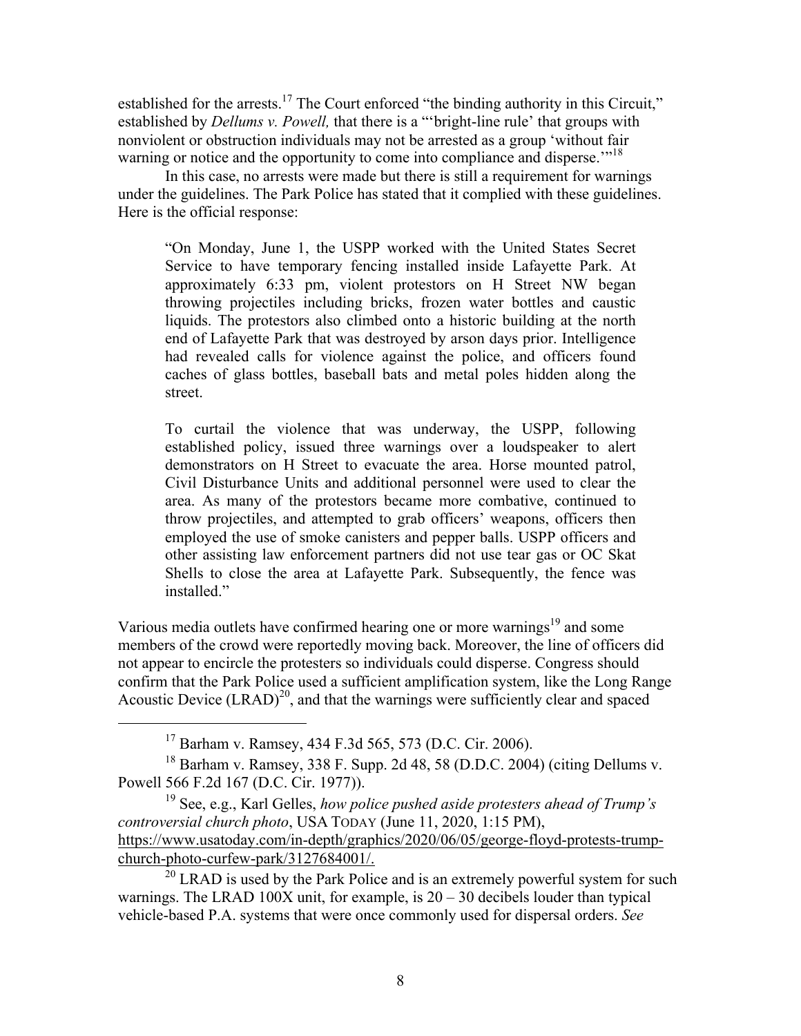established for the arrests.[17] The Court enforced "the binding authority in this Circuit," established by *Dellums v. Powell,* that there is a "'bright-line rule' that groups with nonviolent or obstruction individuals may not be arrested as a group 'without fair warning or notice and the opportunity to come into compliance and disperse.'"[18]

In this case, no arrests were made but there is still a requirement for warnings under the guidelines. The Park Police has stated that it complied with these guidelines. Here is the official response:

> "On Monday, June 1, the USPP worked with the United States Secret Service to have temporary fencing installed inside Lafayette Park. At approximately 6:33 pm, violent protestors on H Street NW began throwing projectiles including bricks, frozen water bottles and caustic liquids. The protestors also climbed onto a historic building at the north end of Lafayette Park that was destroyed by arson days prior. Intelligence had revealed calls for violence against the police, and officers found caches of glass bottles, baseball bats and metal poles hidden along the street.
>
> To curtail the violence that was underway, the USPP, following established policy, issued three warnings over a loudspeaker to alert demonstrators on H Street to evacuate the area. Horse mounted patrol, Civil Disturbance Units and additional personnel were used to clear the area. As many of the protestors became more combative, continued to throw projectiles, and attempted to grab officers' weapons, officers then employed the use of smoke canisters and pepper balls. USPP officers and other assisting law enforcement partners did not use tear gas or OC Skat Shells to close the area at Lafayette Park. Subsequently, the fence was installed."

Various media outlets have confirmed hearing one or more warnings[19] and some members of the crowd were reportedly moving back. Moreover, the line of officers did not appear to encircle the protesters so individuals could disperse. Congress should confirm that the Park Police used a sufficient amplification system, like the Long Range Acoustic Device (LRAD)[20], and that the warnings were sufficiently clear and spaced

---

[17] Barham v. Ramsey, 434 F.3d 565, 573 (D.C. Cir. 2006).

[18] Barham v. Ramsey, 338 F. Supp. 2d 48, 58 (D.D.C. 2004) (citing Dellums v. Powell 566 F.2d 167 (D.C. Cir. 1977)).

[19] See, e.g., Karl Gelles, *how police pushed aside protesters ahead of Trump's controversial church photo*, USA TODAY (June 11, 2020, 1:15 PM), https://www.usatoday.com/in-depth/graphics/2020/06/05/george-floyd-protests-trump-church-photo-curfew-park/3127684001/.

[20] LRAD is used by the Park Police and is an extremely powerful system for such warnings. The LRAD 100X unit, for example, is 20 – 30 decibels louder than typical vehicle-based P.A. systems that were once commonly used for dispersal orders. *See*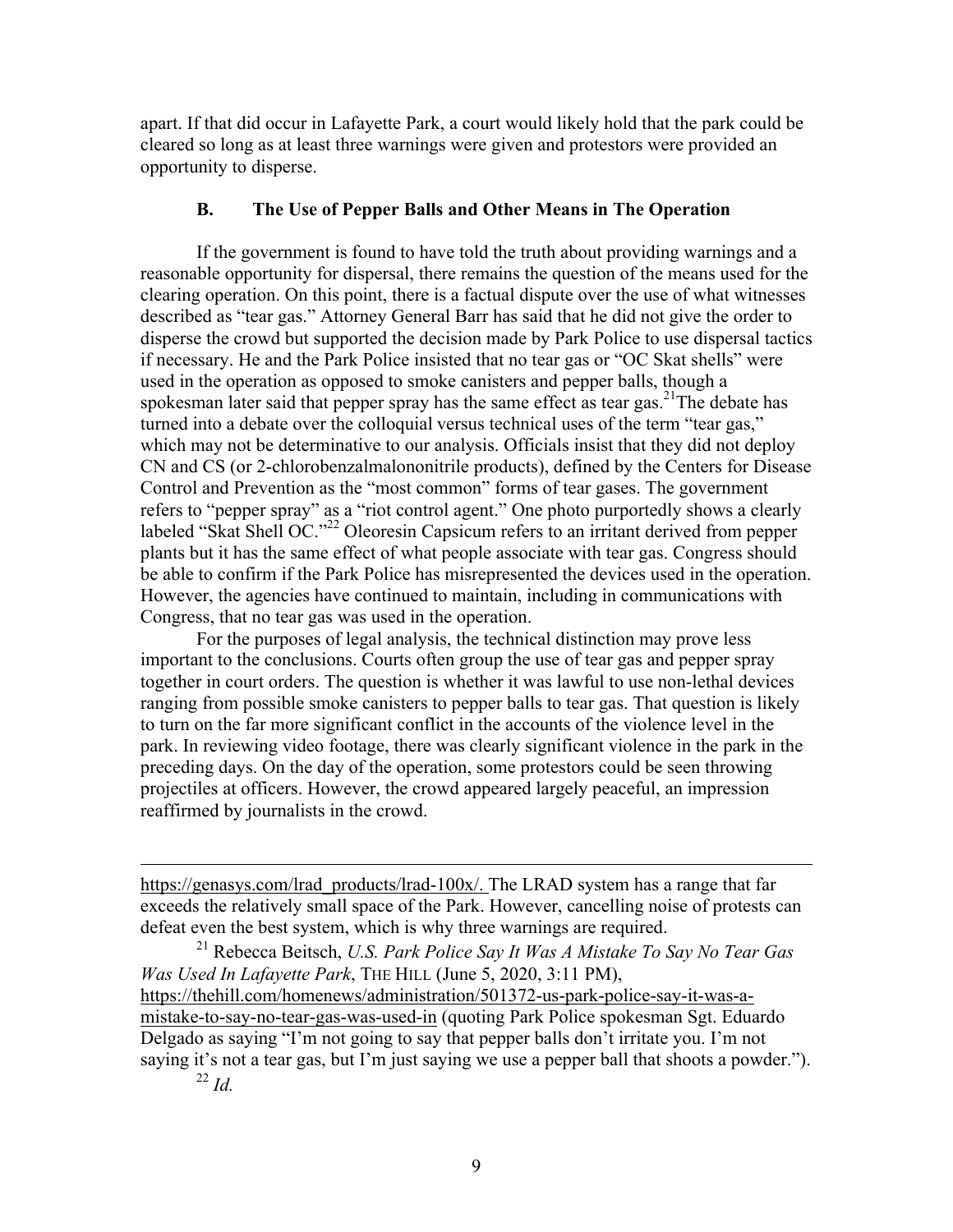apart. If that did occur in Lafayette Park, a court would likely hold that the park could be cleared so long as at least three warnings were given and protestors were provided an opportunity to disperse.

### B. The Use of Pepper Balls and Other Means in The Operation

If the government is found to have told the truth about providing warnings and a reasonable opportunity for dispersal, there remains the question of the means used for the clearing operation. On this point, there is a factual dispute over the use of what witnesses described as "tear gas." Attorney General Barr has said that he did not give the order to disperse the crowd but supported the decision made by Park Police to use dispersal tactics if necessary. He and the Park Police insisted that no tear gas or "OC Skat shells" were used in the operation as opposed to smoke canisters and pepper balls, though a spokesman later said that pepper spray has the same effect as tear gas.[21] The debate has turned into a debate over the colloquial versus technical uses of the term "tear gas," which may not be determinative to our analysis. Officials insist that they did not deploy CN and CS (or 2-chlorobenzalmalononitrile products), defined by the Centers for Disease Control and Prevention as the "most common" forms of tear gases. The government refers to "pepper spray" as a "riot control agent." One photo purportedly shows a clearly labeled "Skat Shell OC."[22] Oleoresin Capsicum refers to an irritant derived from pepper plants but it has the same effect of what people associate with tear gas. Congress should be able to confirm if the Park Police has misrepresented the devices used in the operation. However, the agencies have continued to maintain, including in communications with Congress, that no tear gas was used in the operation.

For the purposes of legal analysis, the technical distinction may prove less important to the conclusions. Courts often group the use of tear gas and pepper spray together in court orders. The question is whether it was lawful to use non-lethal devices ranging from possible smoke canisters to pepper balls to tear gas. That question is likely to turn on the far more significant conflict in the accounts of the violence level in the park. In reviewing video footage, there was clearly significant violence in the park in the preceding days. On the day of the operation, some protestors could be seen throwing projectiles at officers. However, the crowd appeared largely peaceful, an impression reaffirmed by journalists in the crowd.

---

https://genasys.com/lrad_products/lrad-100x/. The LRAD system has a range that far exceeds the relatively small space of the Park. However, cancelling noise of protests can defeat even the best system, which is why three warnings are required.

[21] Rebecca Beitsch, *U.S. Park Police Say It Was A Mistake To Say No Tear Gas Was Used In Lafayette Park*, THE HILL (June 5, 2020, 3:11 PM), https://thehill.com/homenews/administration/501372-us-park-police-say-it-was-a-mistake-to-say-no-tear-gas-was-used-in (quoting Park Police spokesman Sgt. Eduardo Delgado as saying "I'm not going to say that pepper balls don't irritate you. I'm not saying it's not a tear gas, but I'm just saying we use a pepper ball that shoots a powder.").

[22] *Id.*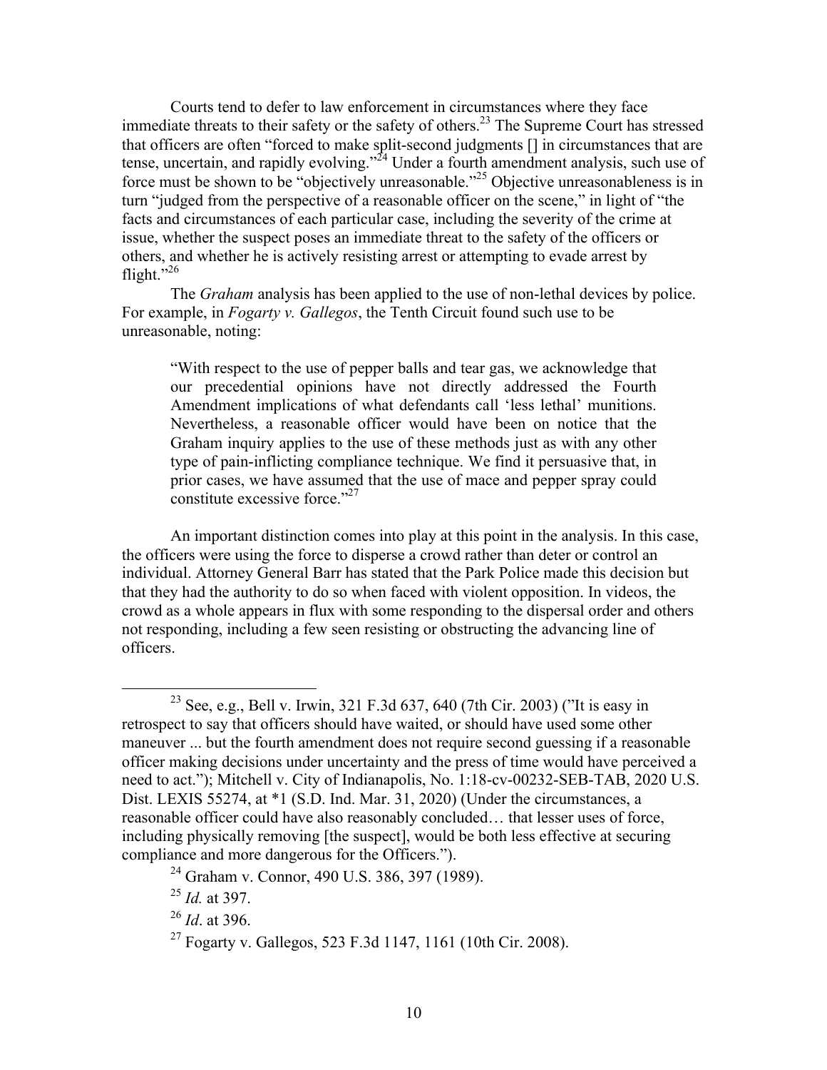Courts tend to defer to law enforcement in circumstances where they face immediate threats to their safety or the safety of others.[23] The Supreme Court has stressed that officers are often "forced to make split-second judgments [] in circumstances that are tense, uncertain, and rapidly evolving."[24] Under a fourth amendment analysis, such use of force must be shown to be "objectively unreasonable."[25] Objective unreasonableness is in turn "judged from the perspective of a reasonable officer on the scene," in light of "the facts and circumstances of each particular case, including the severity of the crime at issue, whether the suspect poses an immediate threat to the safety of the officers or others, and whether he is actively resisting arrest or attempting to evade arrest by flight."[26]

The *Graham* analysis has been applied to the use of non-lethal devices by police. For example, in *Fogarty v. Gallegos*, the Tenth Circuit found such use to be unreasonable, noting:

> "With respect to the use of pepper balls and tear gas, we acknowledge that our precedential opinions have not directly addressed the Fourth Amendment implications of what defendants call 'less lethal' munitions. Nevertheless, a reasonable officer would have been on notice that the Graham inquiry applies to the use of these methods just as with any other type of pain-inflicting compliance technique. We find it persuasive that, in prior cases, we have assumed that the use of mace and pepper spray could constitute excessive force."[27]

An important distinction comes into play at this point in the analysis. In this case, the officers were using the force to disperse a crowd rather than deter or control an individual. Attorney General Barr has stated that the Park Police made this decision but that they had the authority to do so when faced with violent opposition. In videos, the crowd as a whole appears in flux with some responding to the dispersal order and others not responding, including a few seen resisting or obstructing the advancing line of officers.

---

[23] See, e.g., Bell v. Irwin, 321 F.3d 637, 640 (7th Cir. 2003) ("It is easy in retrospect to say that officers should have waited, or should have used some other maneuver ... but the fourth amendment does not require second guessing if a reasonable officer making decisions under uncertainty and the press of time would have perceived a need to act."); Mitchell v. City of Indianapolis, No. 1:18-cv-00232-SEB-TAB, 2020 U.S. Dist. LEXIS 55274, at *1 (S.D. Ind. Mar. 31, 2020) (Under the circumstances, a reasonable officer could have also reasonably concluded… that lesser uses of force, including physically removing [the suspect], would be both less effective at securing compliance and more dangerous for the Officers.").

[24] Graham v. Connor, 490 U.S. 386, 397 (1989).

[25] *Id.* at 397.

[26] *Id*. at 396.

[27] Fogarty v. Gallegos, 523 F.3d 1147, 1161 (10th Cir. 2008).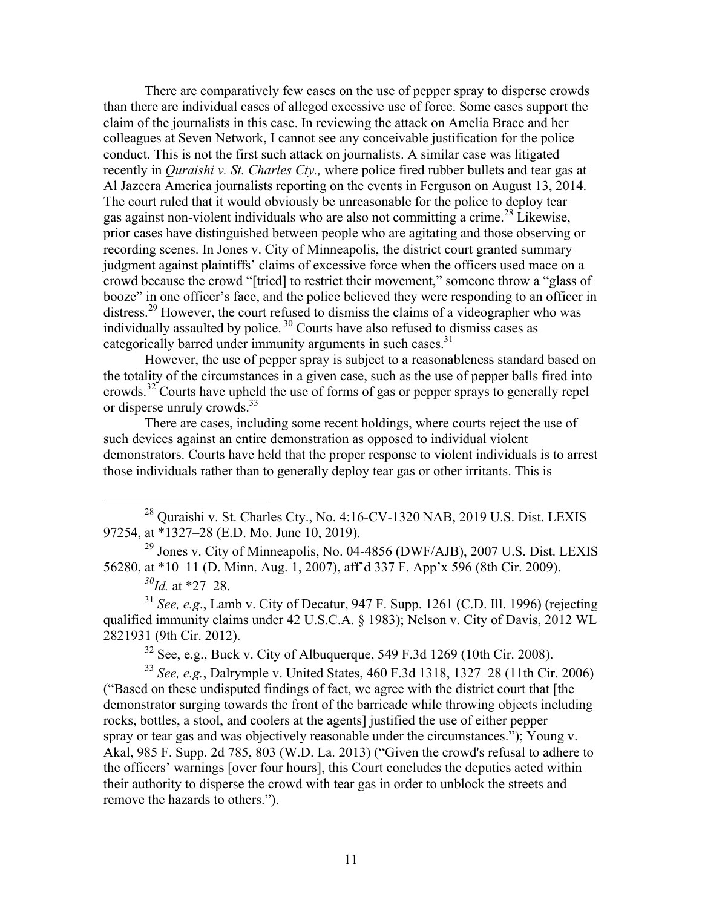There are comparatively few cases on the use of pepper spray to disperse crowds than there are individual cases of alleged excessive use of force. Some cases support the claim of the journalists in this case. In reviewing the attack on Amelia Brace and her colleagues at Seven Network, I cannot see any conceivable justification for the police conduct. This is not the first such attack on journalists. A similar case was litigated recently in *Quraishi v. St. Charles Cty.,* where police fired rubber bullets and tear gas at Al Jazeera America journalists reporting on the events in Ferguson on August 13, 2014. The court ruled that it would obviously be unreasonable for the police to deploy tear gas against non-violent individuals who are also not committing a crime.[28] Likewise, prior cases have distinguished between people who are agitating and those observing or recording scenes. In Jones v. City of Minneapolis, the district court granted summary judgment against plaintiffs' claims of excessive force when the officers used mace on a crowd because the crowd "[tried] to restrict their movement," someone throw a "glass of booze" in one officer's face, and the police believed they were responding to an officer in distress.[29] However, the court refused to dismiss the claims of a videographer who was individually assaulted by police.[30] Courts have also refused to dismiss cases as categorically barred under immunity arguments in such cases.[31]

However, the use of pepper spray is subject to a reasonableness standard based on the totality of the circumstances in a given case, such as the use of pepper balls fired into crowds.[32] Courts have upheld the use of forms of gas or pepper sprays to generally repel or disperse unruly crowds.[33]

There are cases, including some recent holdings, where courts reject the use of such devices against an entire demonstration as opposed to individual violent demonstrators. Courts have held that the proper response to violent individuals is to arrest those individuals rather than to generally deploy tear gas or other irritants. This is

---

[28] Quraishi v. St. Charles Cty., No. 4:16-CV-1320 NAB, 2019 U.S. Dist. LEXIS 97254, at *1327–28 (E.D. Mo. June 10, 2019).

[29] Jones v. City of Minneapolis, No. 04-4856 (DWF/AJB), 2007 U.S. Dist. LEXIS 56280, at *10–11 (D. Minn. Aug. 1, 2007), aff'd 337 F. App'x 596 (8th Cir. 2009).

[30] *Id.* at *27–28.

[31] *See, e.g*., Lamb v. City of Decatur, 947 F. Supp. 1261 (C.D. Ill. 1996) (rejecting qualified immunity claims under 42 U.S.C.A. § 1983); Nelson v. City of Davis, 2012 WL 2821931 (9th Cir. 2012).

[32] See, e.g., Buck v. City of Albuquerque, 549 F.3d 1269 (10th Cir. 2008).

[33] *See, e.g.*, Dalrymple v. United States, 460 F.3d 1318, 1327–28 (11th Cir. 2006) ("Based on these undisputed findings of fact, we agree with the district court that [the demonstrator surging towards the front of the barricade while throwing objects including rocks, bottles, a stool, and coolers at the agents] justified the use of either pepper spray or tear gas and was objectively reasonable under the circumstances."); Young v. Akal, 985 F. Supp. 2d 785, 803 (W.D. La. 2013) ("Given the crowd's refusal to adhere to the officers' warnings [over four hours], this Court concludes the deputies acted within their authority to disperse the crowd with tear gas in order to unblock the streets and remove the hazards to others.").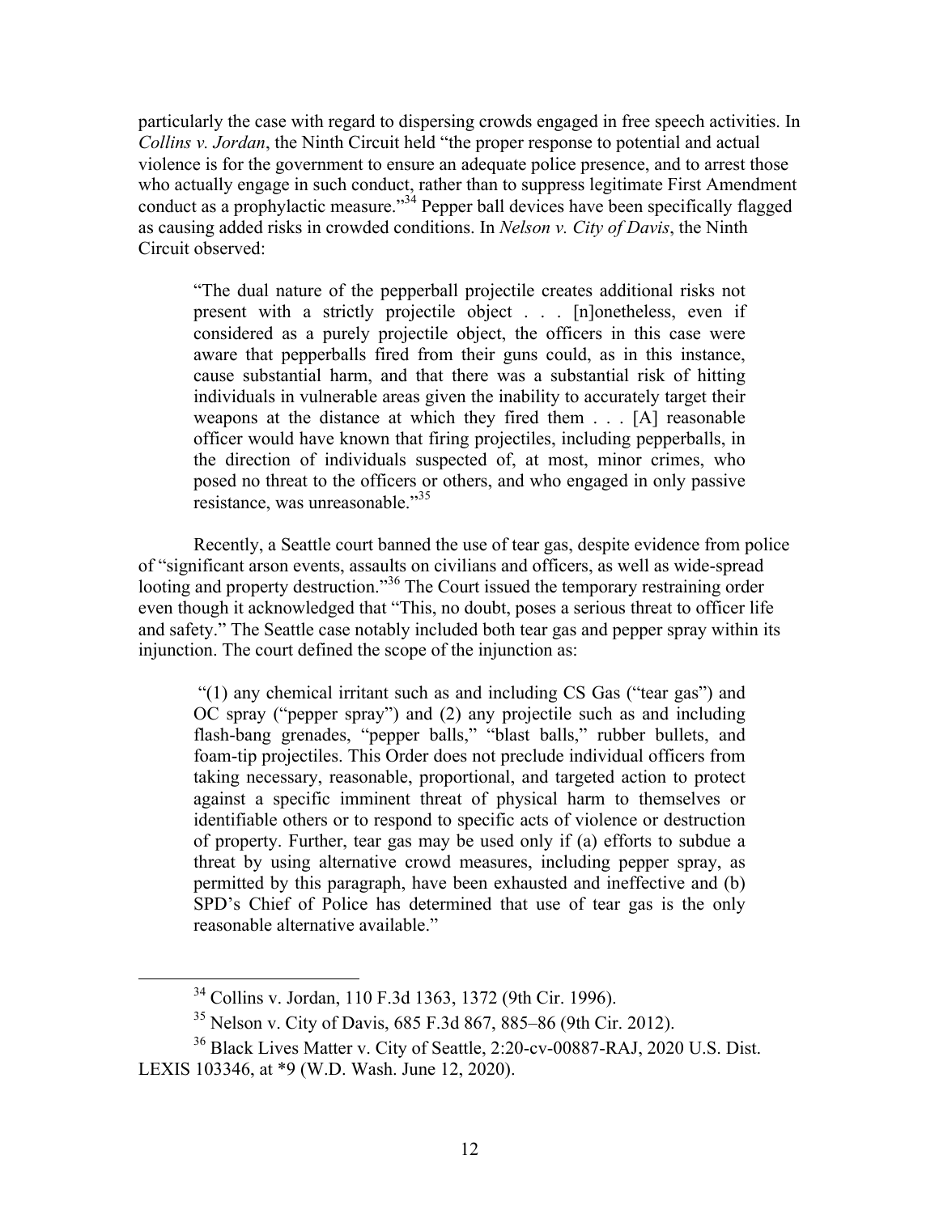particularly the case with regard to dispersing crowds engaged in free speech activities. In *Collins v. Jordan*, the Ninth Circuit held "the proper response to potential and actual violence is for the government to ensure an adequate police presence, and to arrest those who actually engage in such conduct, rather than to suppress legitimate First Amendment conduct as a prophylactic measure."[34] Pepper ball devices have been specifically flagged as causing added risks in crowded conditions. In *Nelson v. City of Davis*, the Ninth Circuit observed:

> "The dual nature of the pepperball projectile creates additional risks not present with a strictly projectile object . . . [n]onetheless, even if considered as a purely projectile object, the officers in this case were aware that pepperballs fired from their guns could, as in this instance, cause substantial harm, and that there was a substantial risk of hitting individuals in vulnerable areas given the inability to accurately target their weapons at the distance at which they fired them . . . [A] reasonable officer would have known that firing projectiles, including pepperballs, in the direction of individuals suspected of, at most, minor crimes, who posed no threat to the officers or others, and who engaged in only passive resistance, was unreasonable."[35]

Recently, a Seattle court banned the use of tear gas, despite evidence from police of "significant arson events, assaults on civilians and officers, as well as wide-spread looting and property destruction."[36] The Court issued the temporary restraining order even though it acknowledged that "This, no doubt, poses a serious threat to officer life and safety." The Seattle case notably included both tear gas and pepper spray within its injunction. The court defined the scope of the injunction as:

> "(1) any chemical irritant such as and including CS Gas ("tear gas") and OC spray ("pepper spray") and (2) any projectile such as and including flash-bang grenades, "pepper balls," "blast balls," rubber bullets, and foam-tip projectiles. This Order does not preclude individual officers from taking necessary, reasonable, proportional, and targeted action to protect against a specific imminent threat of physical harm to themselves or identifiable others or to respond to specific acts of violence or destruction of property. Further, tear gas may be used only if (a) efforts to subdue a threat by using alternative crowd measures, including pepper spray, as permitted by this paragraph, have been exhausted and ineffective and (b) SPD's Chief of Police has determined that use of tear gas is the only reasonable alternative available."

---

[34] Collins v. Jordan, 110 F.3d 1363, 1372 (9th Cir. 1996).

[35] Nelson v. City of Davis, 685 F.3d 867, 885–86 (9th Cir. 2012).

[36] Black Lives Matter v. City of Seattle, 2:20-cv-00887-RAJ, 2020 U.S. Dist. LEXIS 103346, at *9 (W.D. Wash. June 12, 2020).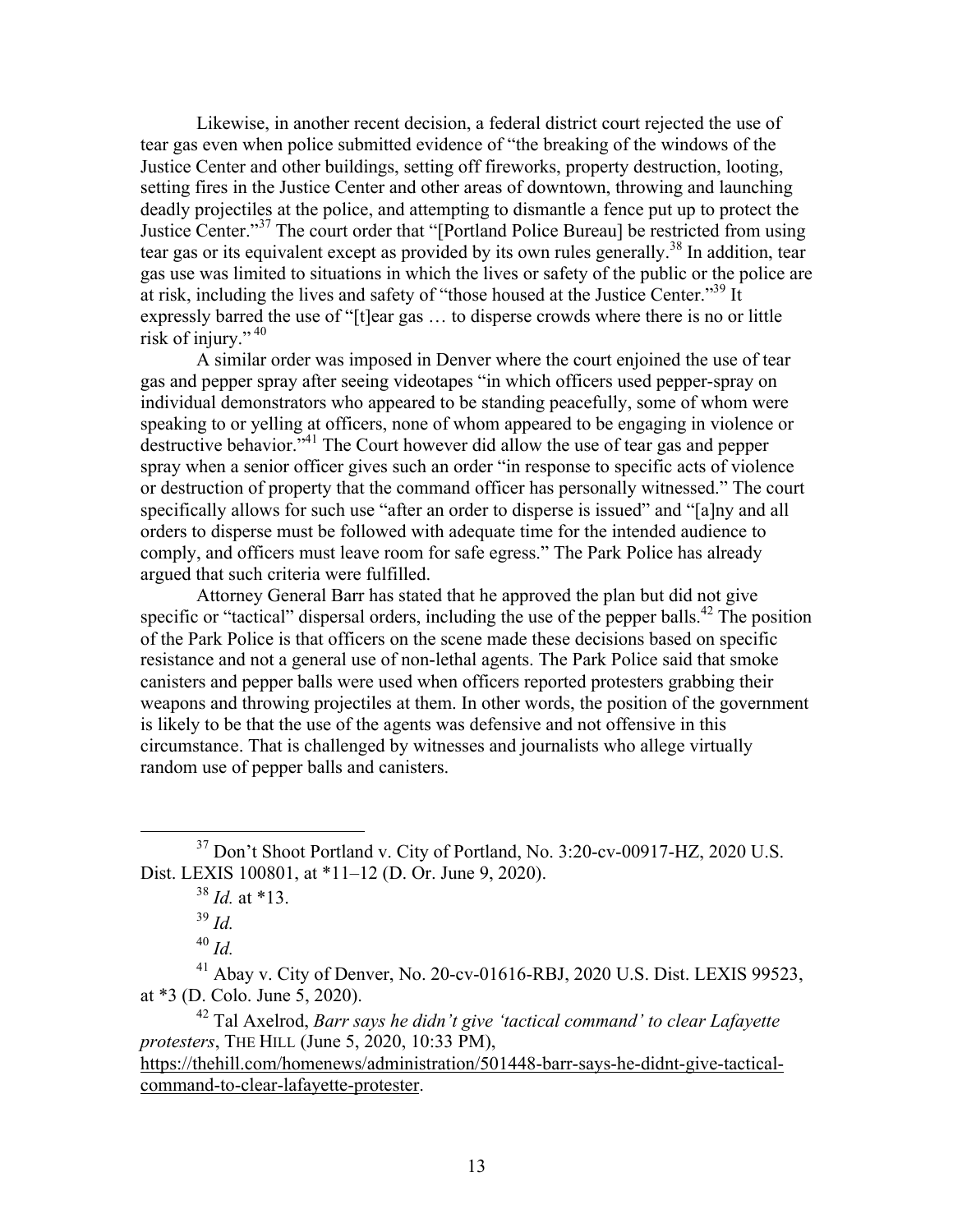Likewise, in another recent decision, a federal district court rejected the use of tear gas even when police submitted evidence of "the breaking of the windows of the Justice Center and other buildings, setting off fireworks, property destruction, looting, setting fires in the Justice Center and other areas of downtown, throwing and launching deadly projectiles at the police, and attempting to dismantle a fence put up to protect the Justice Center."[37] The court order that "[Portland Police Bureau] be restricted from using tear gas or its equivalent except as provided by its own rules generally.[38] In addition, tear gas use was limited to situations in which the lives or safety of the public or the police are at risk, including the lives and safety of "those housed at the Justice Center."[39] It expressly barred the use of "[t]ear gas … to disperse crowds where there is no or little risk of injury."[40]

A similar order was imposed in Denver where the court enjoined the use of tear gas and pepper spray after seeing videotapes "in which officers used pepper-spray on individual demonstrators who appeared to be standing peacefully, some of whom were speaking to or yelling at officers, none of whom appeared to be engaging in violence or destructive behavior."[41] The Court however did allow the use of tear gas and pepper spray when a senior officer gives such an order "in response to specific acts of violence or destruction of property that the command officer has personally witnessed." The court specifically allows for such use "after an order to disperse is issued" and "[a]ny and all orders to disperse must be followed with adequate time for the intended audience to comply, and officers must leave room for safe egress." The Park Police has already argued that such criteria were fulfilled.

Attorney General Barr has stated that he approved the plan but did not give specific or "tactical" dispersal orders, including the use of the pepper balls.[42] The position of the Park Police is that officers on the scene made these decisions based on specific resistance and not a general use of non-lethal agents. The Park Police said that smoke canisters and pepper balls were used when officers reported protesters grabbing their weapons and throwing projectiles at them. In other words, the position of the government is likely to be that the use of the agents was defensive and not offensive in this circumstance. That is challenged by witnesses and journalists who allege virtually random use of pepper balls and canisters.

---

[37] Don't Shoot Portland v. City of Portland, No. 3:20-cv-00917-HZ, 2020 U.S. Dist. LEXIS 100801, at *11–12 (D. Or. June 9, 2020).

[38] *Id.* at *13.

[39] *Id.*

[40] *Id.*

[41] Abay v. City of Denver, No. 20-cv-01616-RBJ, 2020 U.S. Dist. LEXIS 99523, at *3 (D. Colo. June 5, 2020).

[42] Tal Axelrod, *Barr says he didn't give 'tactical command' to clear Lafayette protesters*, THE HILL (June 5, 2020, 10:33 PM), https://thehill.com/homenews/administration/501448-barr-says-he-didnt-give-tactical-command-to-clear-lafayette-protester.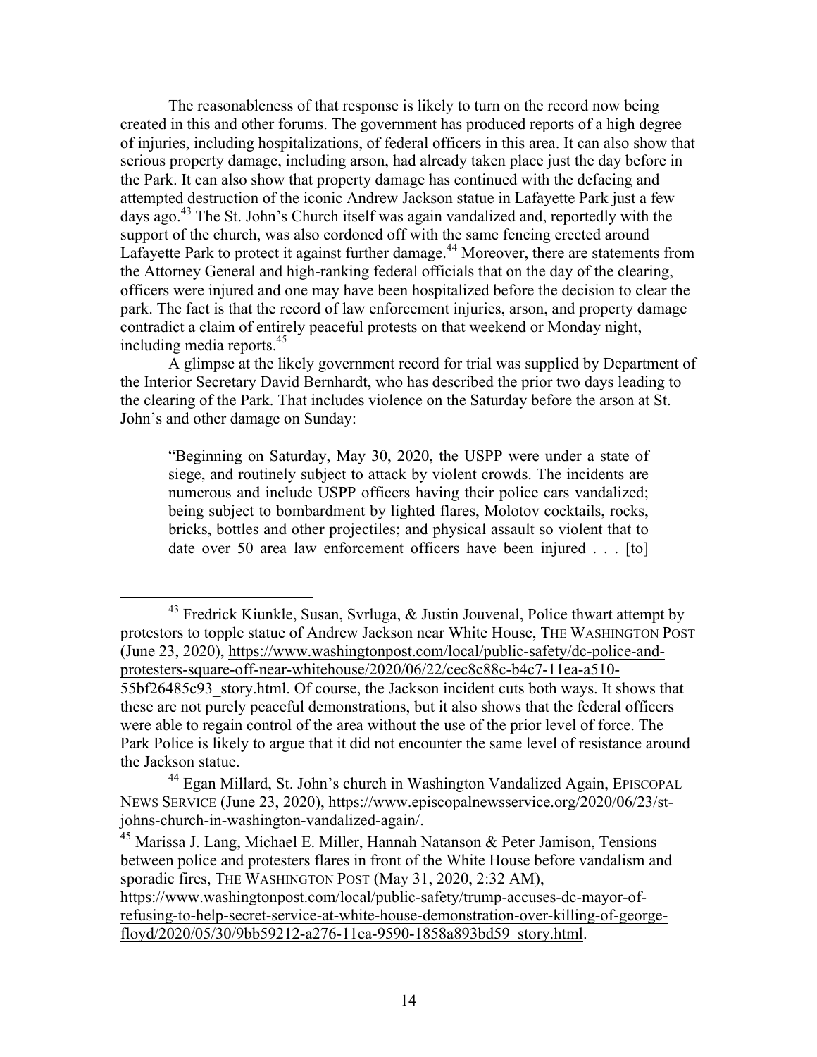The reasonableness of that response is likely to turn on the record now being created in this and other forums. The government has produced reports of a high degree of injuries, including hospitalizations, of federal officers in this area. It can also show that serious property damage, including arson, had already taken place just the day before in the Park. It can also show that property damage has continued with the defacing and attempted destruction of the iconic Andrew Jackson statue in Lafayette Park just a few days ago.[43] The St. John's Church itself was again vandalized and, reportedly with the support of the church, was also cordoned off with the same fencing erected around Lafayette Park to protect it against further damage.[44] Moreover, there are statements from the Attorney General and high-ranking federal officials that on the day of the clearing, officers were injured and one may have been hospitalized before the decision to clear the park. The fact is that the record of law enforcement injuries, arson, and property damage contradict a claim of entirely peaceful protests on that weekend or Monday night, including media reports.[45]

A glimpse at the likely government record for trial was supplied by Department of the Interior Secretary David Bernhardt, who has described the prior two days leading to the clearing of the Park. That includes violence on the Saturday before the arson at St. John's and other damage on Sunday:

> "Beginning on Saturday, May 30, 2020, the USPP were under a state of siege, and routinely subject to attack by violent crowds. The incidents are numerous and include USPP officers having their police cars vandalized; being subject to bombardment by lighted flares, Molotov cocktails, rocks, bricks, bottles and other projectiles; and physical assault so violent that to date over 50 area law enforcement officers have been injured . . . [to]

---

[43] Fredrick Kiunkle, Susan, Svrluga, & Justin Jouvenal, Police thwart attempt by protestors to topple statue of Andrew Jackson near White House, THE WASHINGTON POST (June 23, 2020), https://www.washingtonpost.com/local/public-safety/dc-police-and-protesters-square-off-near-whitehouse/2020/06/22/cec8c88c-b4c7-11ea-a510-55bf26485c93_story.html. Of course, the Jackson incident cuts both ways. It shows that these are not purely peaceful demonstrations, but it also shows that the federal officers were able to regain control of the area without the use of the prior level of force. The Park Police is likely to argue that it did not encounter the same level of resistance around the Jackson statue.

[44] Egan Millard, St. John's church in Washington Vandalized Again, EPISCOPAL NEWS SERVICE (June 23, 2020), https://www.episcopalnewsservice.org/2020/06/23/st-johns-church-in-washington-vandalized-again/.

[45] Marissa J. Lang, Michael E. Miller, Hannah Natanson & Peter Jamison, Tensions between police and protesters flares in front of the White House before vandalism and sporadic fires, THE WASHINGTON POST (May 31, 2020, 2:32 AM), https://www.washingtonpost.com/local/public-safety/trump-accuses-dc-mayor-of-refusing-to-help-secret-service-at-white-house-demonstration-over-killing-of-george-floyd/2020/05/30/9bb59212-a276-11ea-9590-1858a893bd59_story.html.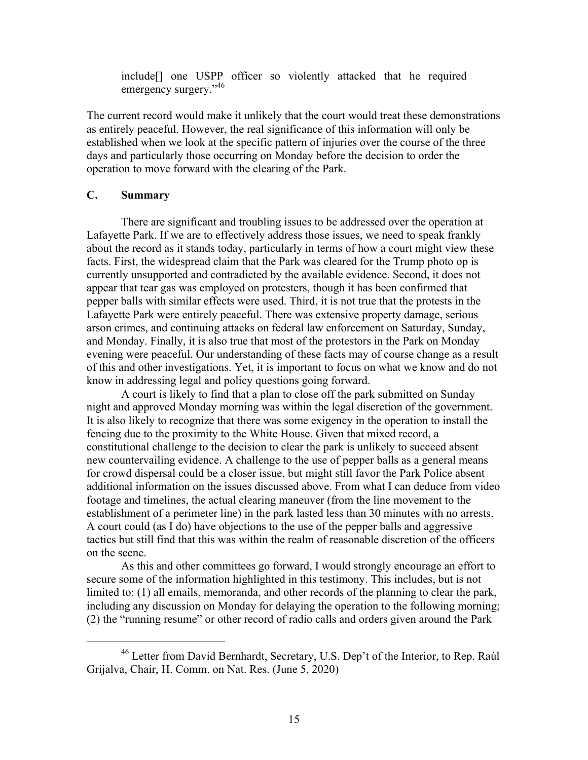> include[] one USPP officer so violently attacked that he required emergency surgery."[46]

The current record would make it unlikely that the court would treat these demonstrations as entirely peaceful. However, the real significance of this information will only be established when we look at the specific pattern of injuries over the course of the three days and particularly those occurring on Monday before the decision to order the operation to move forward with the clearing of the Park.

## C. Summary

There are significant and troubling issues to be addressed over the operation at Lafayette Park. If we are to effectively address those issues, we need to speak frankly about the record as it stands today, particularly in terms of how a court might view these facts. First, the widespread claim that the Park was cleared for the Trump photo op is currently unsupported and contradicted by the available evidence. Second, it does not appear that tear gas was employed on protesters, though it has been confirmed that pepper balls with similar effects were used. Third, it is not true that the protests in the Lafayette Park were entirely peaceful. There was extensive property damage, serious arson crimes, and continuing attacks on federal law enforcement on Saturday, Sunday, and Monday. Finally, it is also true that most of the protestors in the Park on Monday evening were peaceful. Our understanding of these facts may of course change as a result of this and other investigations. Yet, it is important to focus on what we know and do not know in addressing legal and policy questions going forward.

A court is likely to find that a plan to close off the park submitted on Sunday night and approved Monday morning was within the legal discretion of the government. It is also likely to recognize that there was some exigency in the operation to install the fencing due to the proximity to the White House. Given that mixed record, a constitutional challenge to the decision to clear the park is unlikely to succeed absent new countervailing evidence. A challenge to the use of pepper balls as a general means for crowd dispersal could be a closer issue, but might still favor the Park Police absent additional information on the issues discussed above. From what I can deduce from video footage and timelines, the actual clearing maneuver (from the line movement to the establishment of a perimeter line) in the park lasted less than 30 minutes with no arrests. A court could (as I do) have objections to the use of the pepper balls and aggressive tactics but still find that this was within the realm of reasonable discretion of the officers on the scene.

As this and other committees go forward, I would strongly encourage an effort to secure some of the information highlighted in this testimony. This includes, but is not limited to: (1) all emails, memoranda, and other records of the planning to clear the park, including any discussion on Monday for delaying the operation to the following morning; (2) the "running resume" or other record of radio calls and orders given around the Park

---

[46] Letter from David Bernhardt, Secretary, U.S. Dep't of the Interior, to Rep. Raùl Grijalva, Chair, H. Comm. on Nat. Res. (June 5, 2020)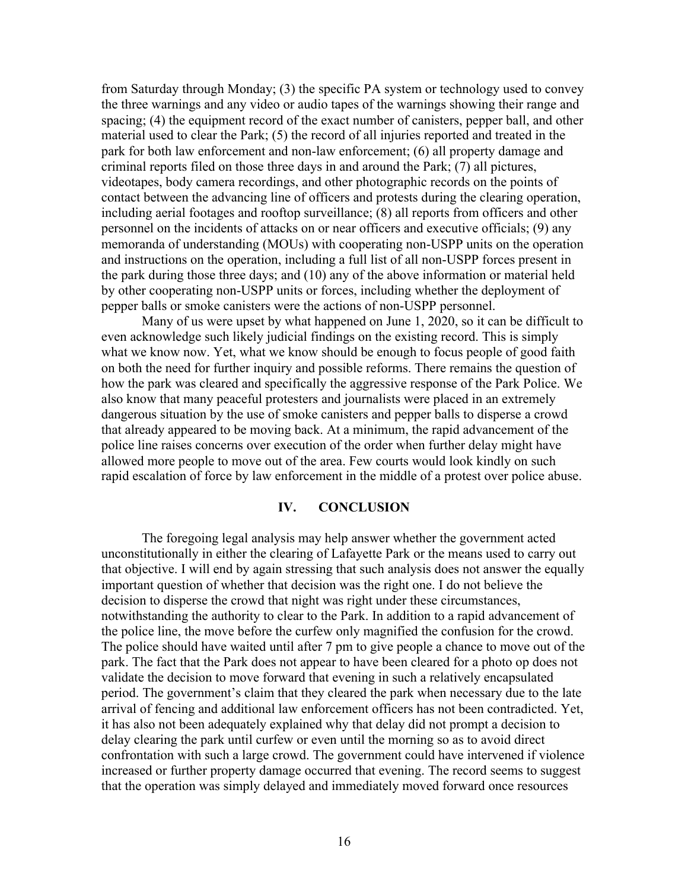from Saturday through Monday; (3) the specific PA system or technology used to convey the three warnings and any video or audio tapes of the warnings showing their range and spacing; (4) the equipment record of the exact number of canisters, pepper ball, and other material used to clear the Park; (5) the record of all injuries reported and treated in the park for both law enforcement and non-law enforcement; (6) all property damage and criminal reports filed on those three days in and around the Park; (7) all pictures, videotapes, body camera recordings, and other photographic records on the points of contact between the advancing line of officers and protests during the clearing operation, including aerial footages and rooftop surveillance; (8) all reports from officers and other personnel on the incidents of attacks on or near officers and executive officials; (9) any memoranda of understanding (MOUs) with cooperating non-USPP units on the operation and instructions on the operation, including a full list of all non-USPP forces present in the park during those three days; and (10) any of the above information or material held by other cooperating non-USPP units or forces, including whether the deployment of pepper balls or smoke canisters were the actions of non-USPP personnel.

Many of us were upset by what happened on June 1, 2020, so it can be difficult to even acknowledge such likely judicial findings on the existing record. This is simply what we know now. Yet, what we know should be enough to focus people of good faith on both the need for further inquiry and possible reforms. There remains the question of how the park was cleared and specifically the aggressive response of the Park Police. We also know that many peaceful protesters and journalists were placed in an extremely dangerous situation by the use of smoke canisters and pepper balls to disperse a crowd that already appeared to be moving back. At a minimum, the rapid advancement of the police line raises concerns over execution of the order when further delay might have allowed more people to move out of the area. Few courts would look kindly on such rapid escalation of force by law enforcement in the middle of a protest over police abuse.

## IV. CONCLUSION

The foregoing legal analysis may help answer whether the government acted unconstitutionally in either the clearing of Lafayette Park or the means used to carry out that objective. I will end by again stressing that such analysis does not answer the equally important question of whether that decision was the right one. I do not believe the decision to disperse the crowd that night was right under these circumstances, notwithstanding the authority to clear to the Park. In addition to a rapid advancement of the police line, the move before the curfew only magnified the confusion for the crowd. The police should have waited until after 7 pm to give people a chance to move out of the park. The fact that the Park does not appear to have been cleared for a photo op does not validate the decision to move forward that evening in such a relatively encapsulated period. The government's claim that they cleared the park when necessary due to the late arrival of fencing and additional law enforcement officers has not been contradicted. Yet, it has also not been adequately explained why that delay did not prompt a decision to delay clearing the park until curfew or even until the morning so as to avoid direct confrontation with such a large crowd. The government could have intervened if violence increased or further property damage occurred that evening. The record seems to suggest that the operation was simply delayed and immediately moved forward once resources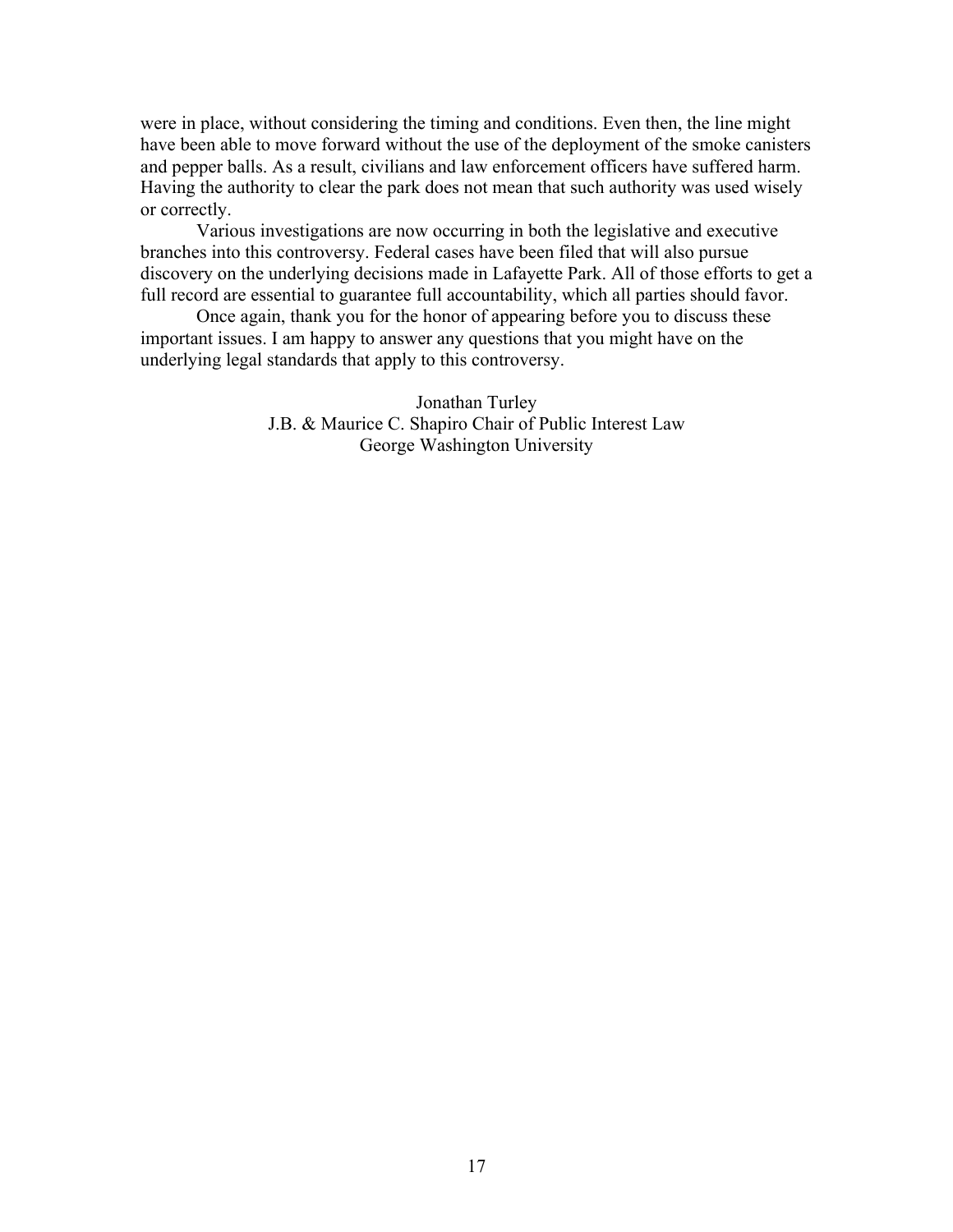were in place, without considering the timing and conditions. Even then, the line might have been able to move forward without the use of the deployment of the smoke canisters and pepper balls. As a result, civilians and law enforcement officers have suffered harm. Having the authority to clear the park does not mean that such authority was used wisely or correctly.

Various investigations are now occurring in both the legislative and executive branches into this controversy. Federal cases have been filed that will also pursue discovery on the underlying decisions made in Lafayette Park. All of those efforts to get a full record are essential to guarantee full accountability, which all parties should favor.

Once again, thank you for the honor of appearing before you to discuss these important issues. I am happy to answer any questions that you might have on the underlying legal standards that apply to this controversy.

Jonathan Turley
J.B. & Maurice C. Shapiro Chair of Public Interest Law
George Washington University